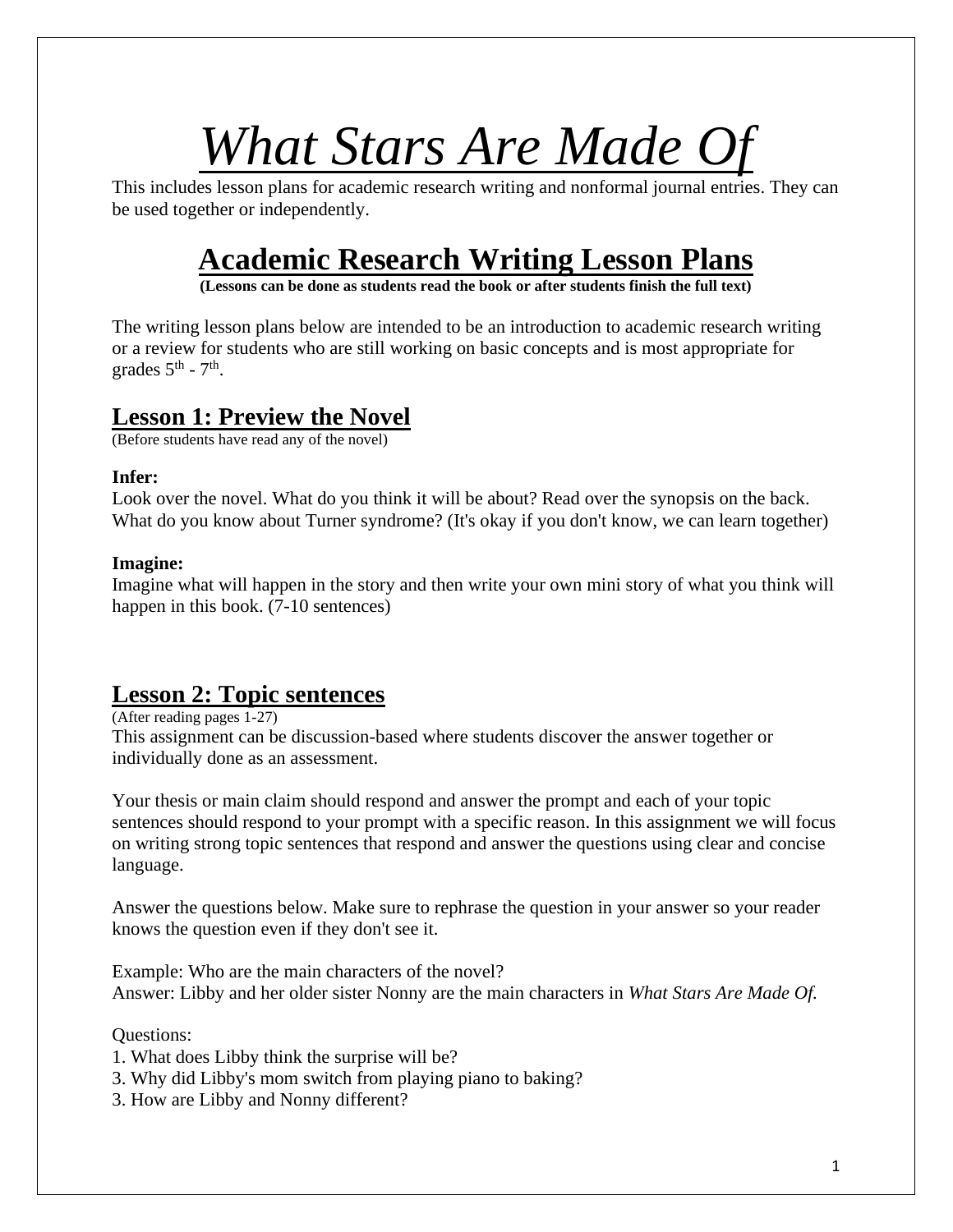# *What Stars Are Made Of*

This includes lesson plans for academic research writing and nonformal journal entries. They can be used together or independently.

## Academic Research Writing Lesson Plans

**(Lessons can be done as students read the book or after students finish the full text)**

The writing lesson plans below are intended to be an introduction to academic research writing or a review for students who are still working on basic concepts and is most appropriate for grades 5th - 7th.

### Lesson 1: Preview the Novel

(Before students have read any of the novel)

**Infer:**
Look over the novel. What do you think it will be about? Read over the synopsis on the back. What do you know about Turner syndrome? (It's okay if you don't know, we can learn together)

**Imagine:**
Imagine what will happen in the story and then write your own mini story of what you think will happen in this book. (7-10 sentences)

### Lesson 2: Topic sentences

(After reading pages 1-27)

This assignment can be discussion-based where students discover the answer together or individually done as an assessment.

Your thesis or main claim should respond and answer the prompt and each of your topic sentences should respond to your prompt with a specific reason. In this assignment we will focus on writing strong topic sentences that respond and answer the questions using clear and concise language.

Answer the questions below. Make sure to rephrase the question in your answer so your reader knows the question even if they don't see it.

Example: Who are the main characters of the novel?
Answer: Libby and her older sister Nonny are the main characters in *What Stars Are Made Of.*

Questions:

1. What does Libby think the surprise will be?
3. Why did Libby's mom switch from playing piano to baking?
3. How are Libby and Nonny different?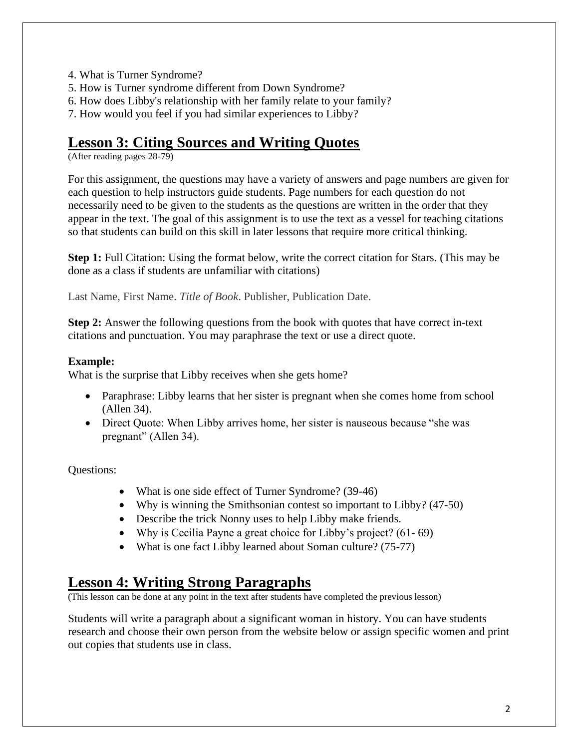4. What is Turner Syndrome?
5. How is Turner syndrome different from Down Syndrome?
6. How does Libby's relationship with her family relate to your family?
7. How would you feel if you had similar experiences to Libby?

## Lesson 3: Citing Sources and Writing Quotes

(After reading pages 28-79)

For this assignment, the questions may have a variety of answers and page numbers are given for each question to help instructors guide students. Page numbers for each question do not necessarily need to be given to the students as the questions are written in the order that they appear in the text. The goal of this assignment is to use the text as a vessel for teaching citations so that students can build on this skill in later lessons that require more critical thinking.

**Step 1:** Full Citation: Using the format below, write the correct citation for Stars. (This may be done as a class if students are unfamiliar with citations)

Last Name, First Name. *Title of Book*. Publisher, Publication Date.

**Step 2:** Answer the following questions from the book with quotes that have correct in-text citations and punctuation. You may paraphrase the text or use a direct quote.

**Example:**
What is the surprise that Libby receives when she gets home?

- Paraphrase: Libby learns that her sister is pregnant when she comes home from school (Allen 34).
- Direct Quote: When Libby arrives home, her sister is nauseous because "she was pregnant" (Allen 34).

Questions:

- What is one side effect of Turner Syndrome? (39-46)
- Why is winning the Smithsonian contest so important to Libby? (47-50)
- Describe the trick Nonny uses to help Libby make friends.
- Why is Cecilia Payne a great choice for Libby's project? (61- 69)
- What is one fact Libby learned about Soman culture? (75-77)

## Lesson 4: Writing Strong Paragraphs

(This lesson can be done at any point in the text after students have completed the previous lesson)

Students will write a paragraph about a significant woman in history. You can have students research and choose their own person from the website below or assign specific women and print out copies that students use in class.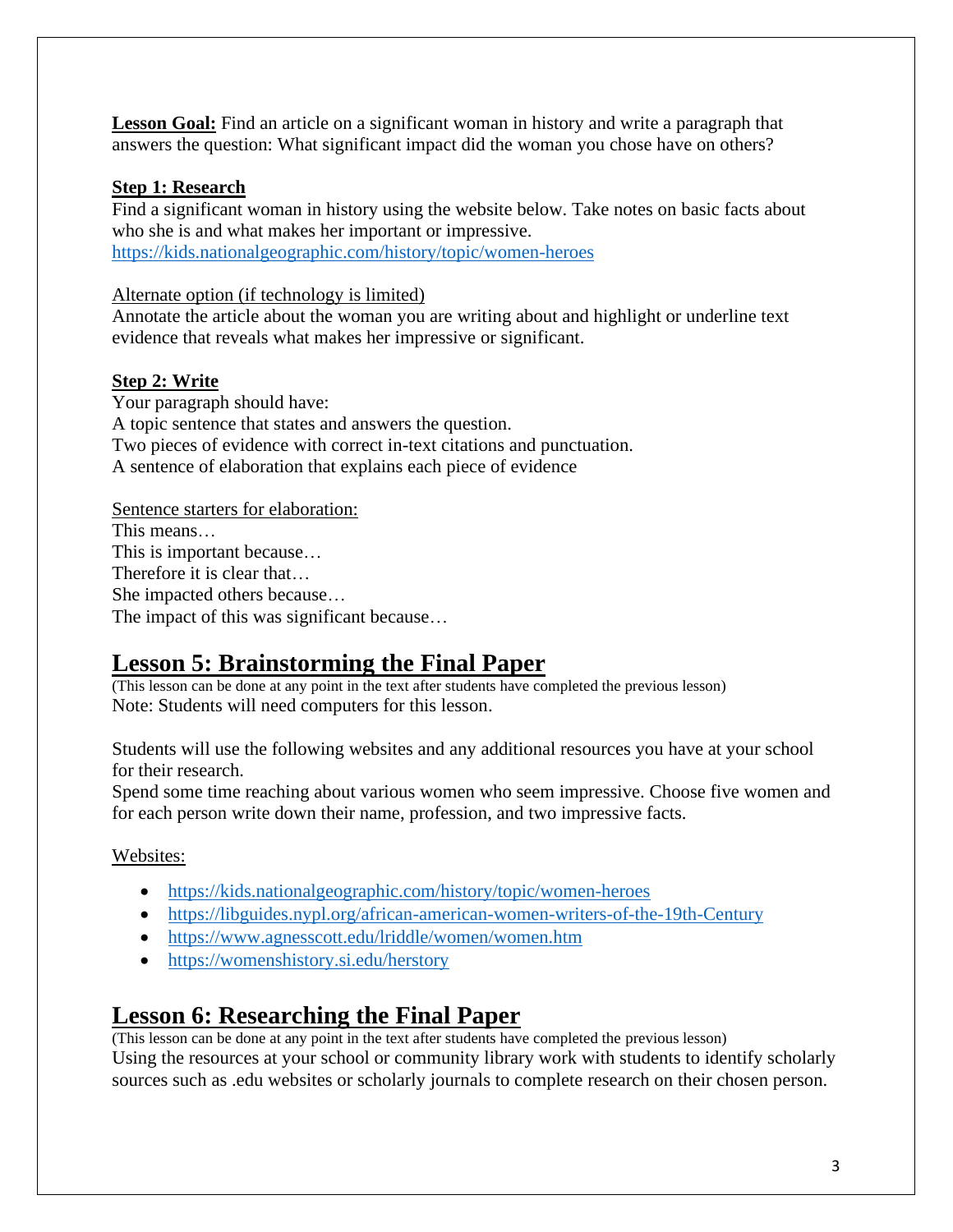**Lesson Goal:** Find an article on a significant woman in history and write a paragraph that answers the question: What significant impact did the woman you chose have on others?

**Step 1: Research**

Find a significant woman in history using the website below. Take notes on basic facts about who she is and what makes her important or impressive.
https://kids.nationalgeographic.com/history/topic/women-heroes

Alternate option (if technology is limited)

Annotate the article about the woman you are writing about and highlight or underline text evidence that reveals what makes her impressive or significant.

**Step 2: Write**

Your paragraph should have:
A topic sentence that states and answers the question.
Two pieces of evidence with correct in-text citations and punctuation.
A sentence of elaboration that explains each piece of evidence

Sentence starters for elaboration:
This means…
This is important because…
Therefore it is clear that…
She impacted others because…
The impact of this was significant because…

## Lesson 5: Brainstorming the Final Paper

(This lesson can be done at any point in the text after students have completed the previous lesson)
Note: Students will need computers for this lesson.

Students will use the following websites and any additional resources you have at your school for their research.
Spend some time reaching about various women who seem impressive. Choose five women and for each person write down their name, profession, and two impressive facts.

Websites:

- https://kids.nationalgeographic.com/history/topic/women-heroes
- https://libguides.nypl.org/african-american-women-writers-of-the-19th-Century
- https://www.agnesscott.edu/lriddle/women/women.htm
- https://womenshistory.si.edu/herstory

## Lesson 6: Researching the Final Paper

(This lesson can be done at any point in the text after students have completed the previous lesson)
Using the resources at your school or community library work with students to identify scholarly sources such as .edu websites or scholarly journals to complete research on their chosen person.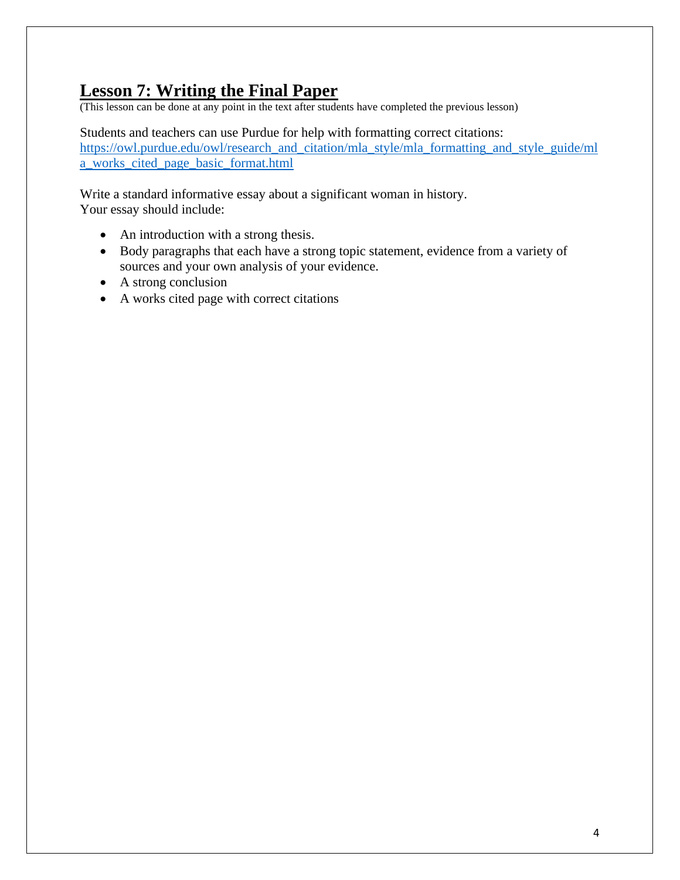# Lesson 7: Writing the Final Paper

(This lesson can be done at any point in the text after students have completed the previous lesson)

Students and teachers can use Purdue for help with formatting correct citations:
https://owl.purdue.edu/owl/research_and_citation/mla_style/mla_formatting_and_style_guide/mla_works_cited_page_basic_format.html

Write a standard informative essay about a significant woman in history.
Your essay should include:

- An introduction with a strong thesis.
- Body paragraphs that each have a strong topic statement, evidence from a variety of sources and your own analysis of your evidence.
- A strong conclusion
- A works cited page with correct citations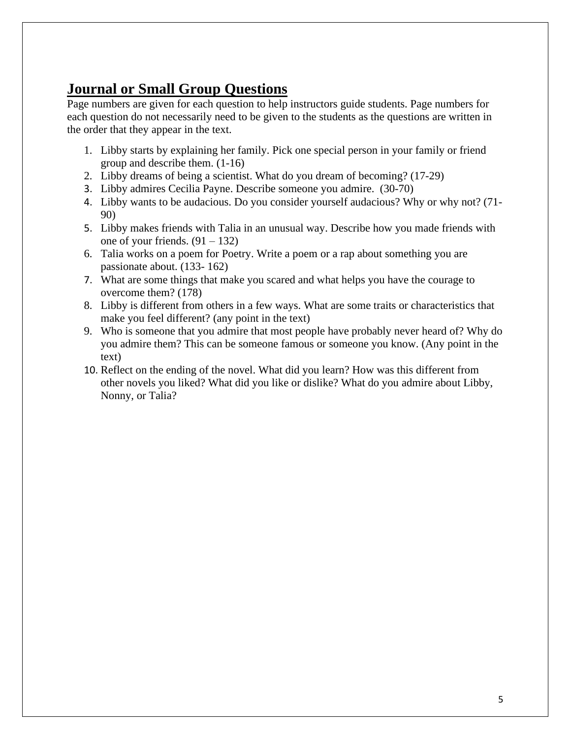## Journal or Small Group Questions

Page numbers are given for each question to help instructors guide students. Page numbers for each question do not necessarily need to be given to the students as the questions are written in the order that they appear in the text.

1. Libby starts by explaining her family. Pick one special person in your family or friend group and describe them. (1-16)
2. Libby dreams of being a scientist. What do you dream of becoming? (17-29)
3. Libby admires Cecilia Payne. Describe someone you admire. (30-70)
4. Libby wants to be audacious. Do you consider yourself audacious? Why or why not? (71-90)
5. Libby makes friends with Talia in an unusual way. Describe how you made friends with one of your friends. (91 – 132)
6. Talia works on a poem for Poetry. Write a poem or a rap about something you are passionate about. (133- 162)
7. What are some things that make you scared and what helps you have the courage to overcome them? (178)
8. Libby is different from others in a few ways. What are some traits or characteristics that make you feel different? (any point in the text)
9. Who is someone that you admire that most people have probably never heard of? Why do you admire them? This can be someone famous or someone you know. (Any point in the text)
10. Reflect on the ending of the novel. What did you learn? How was this different from other novels you liked? What did you like or dislike? What do you admire about Libby, Nonny, or Talia?